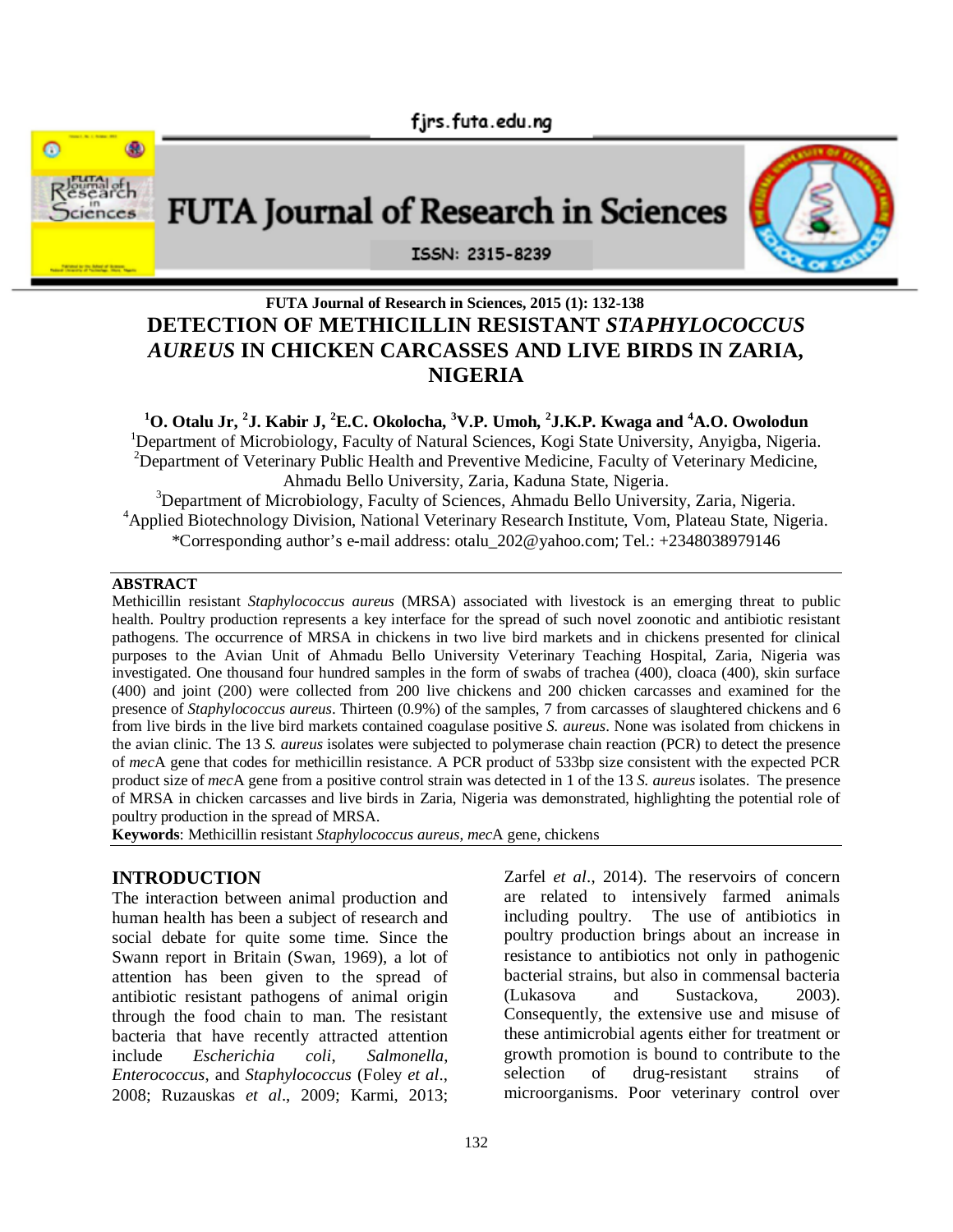# DETECTION OF METHICILLIN RESISTANT *STAPHYLOCOCCUS AUREUS* IN CHICKEN CARCASSES AND LIVE BIRDS IN ZARIA, NIGERIA

**[1]O. Otalu Jr, [2]J. Kabir J, [2]E.C. Okolocha, [3]V.P. Umoh, [2]J.K.P. Kwaga and [4]A.O. Owolodun**

[1]Department of Microbiology, Faculty of Natural Sciences, Kogi State University, Anyigba, Nigeria.
[2]Department of Veterinary Public Health and Preventive Medicine, Faculty of Veterinary Medicine, Ahmadu Bello University, Zaria, Kaduna State, Nigeria.
[3]Department of Microbiology, Faculty of Sciences, Ahmadu Bello University, Zaria, Nigeria.
[4]Applied Biotechnology Division, National Veterinary Research Institute, Vom, Plateau State, Nigeria.
*Corresponding author's e-mail address: otalu_202@yahoo.com; Tel.: +2348038979146

## ABSTRACT

Methicillin resistant *Staphylococcus aureus* (MRSA) associated with livestock is an emerging threat to public health. Poultry production represents a key interface for the spread of such novel zoonotic and antibiotic resistant pathogens. The occurrence of MRSA in chickens in two live bird markets and in chickens presented for clinical purposes to the Avian Unit of Ahmadu Bello University Veterinary Teaching Hospital, Zaria, Nigeria was investigated. One thousand four hundred samples in the form of swabs of trachea (400), cloaca (400), skin surface (400) and joint (200) were collected from 200 live chickens and 200 chicken carcasses and examined for the presence of *Staphylococcus aureus*. Thirteen (0.9%) of the samples, 7 from carcasses of slaughtered chickens and 6 from live birds in the live bird markets contained coagulase positive *S. aureus*. None was isolated from chickens in the avian clinic. The 13 *S. aureus* isolates were subjected to polymerase chain reaction (PCR) to detect the presence of *mec*A gene that codes for methicillin resistance. A PCR product of 533bp size consistent with the expected PCR product size of *mec*A gene from a positive control strain was detected in 1 of the 13 *S. aureus* isolates. The presence of MRSA in chicken carcasses and live birds in Zaria, Nigeria was demonstrated, highlighting the potential role of poultry production in the spread of MRSA.

**Keywords**: Methicillin resistant *Staphylococcus aureus*, *mec*A gene, chickens

## INTRODUCTION

The interaction between animal production and human health has been a subject of research and social debate for quite some time. Since the Swann report in Britain (Swan, 1969), a lot of attention has been given to the spread of antibiotic resistant pathogens of animal origin through the food chain to man. The resistant bacteria that have recently attracted attention include *Escherichia coli*, *Salmonella*, *Enterococcus*, and *Staphylococcus* (Foley *et al*., 2008; Ruzauskas *et al*., 2009; Karmi, 2013; Zarfel *et al*., 2014). The reservoirs of concern are related to intensively farmed animals including poultry. The use of antibiotics in poultry production brings about an increase in resistance to antibiotics not only in pathogenic bacterial strains, but also in commensal bacteria (Lukasova and Sustackova, 2003). Consequently, the extensive use and misuse of these antimicrobial agents either for treatment or growth promotion is bound to contribute to the selection of drug-resistant strains of microorganisms. Poor veterinary control over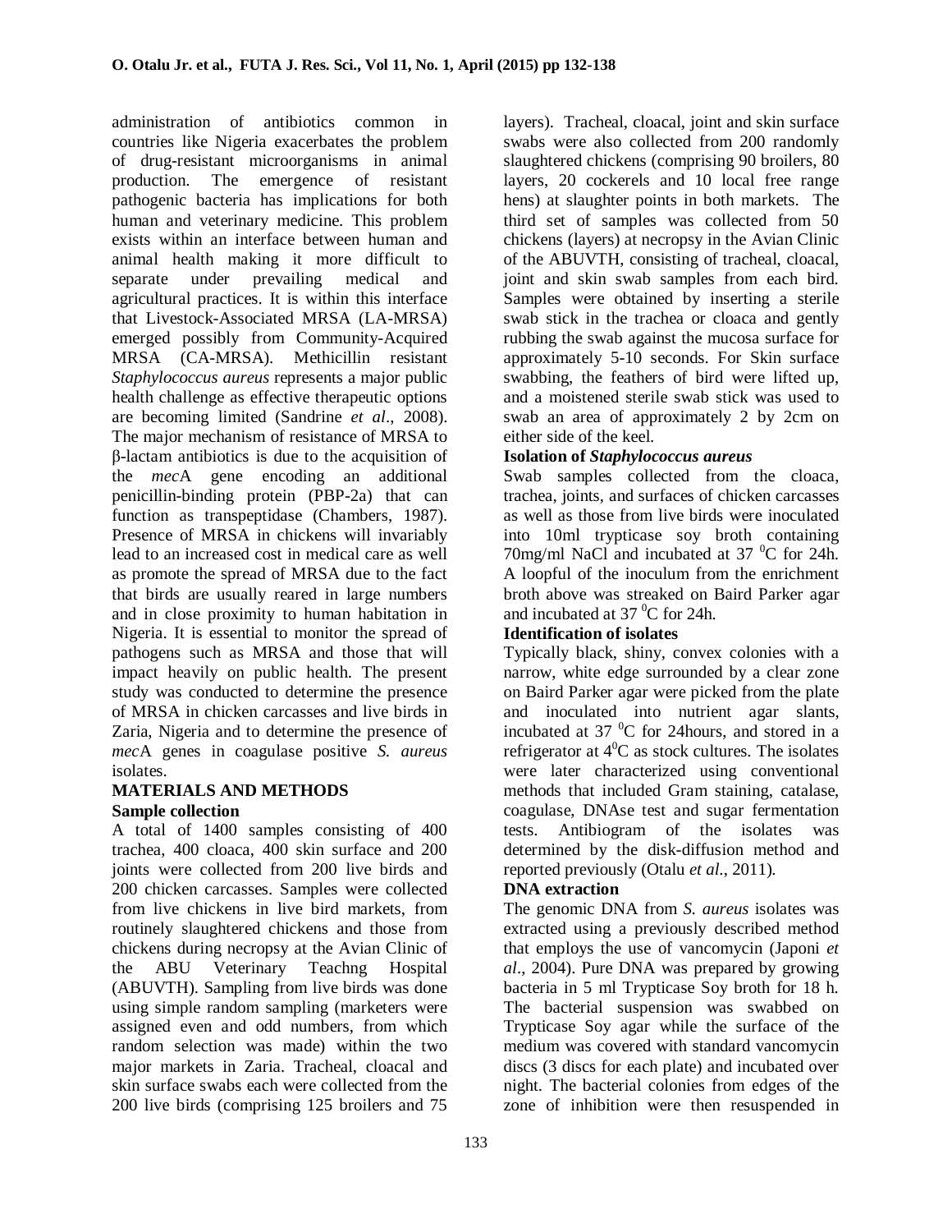administration of antibiotics common in countries like Nigeria exacerbates the problem of drug-resistant microorganisms in animal production. The emergence of resistant pathogenic bacteria has implications for both human and veterinary medicine. This problem exists within an interface between human and animal health making it more difficult to separate under prevailing medical and agricultural practices. It is within this interface that Livestock-Associated MRSA (LA-MRSA) emerged possibly from Community-Acquired MRSA (CA-MRSA). Methicillin resistant *Staphylococcus aureus* represents a major public health challenge as effective therapeutic options are becoming limited (Sandrine *et al*., 2008). The major mechanism of resistance of MRSA to β-lactam antibiotics is due to the acquisition of the *mec*A gene encoding an additional penicillin-binding protein (PBP-2a) that can function as transpeptidase (Chambers, 1987). Presence of MRSA in chickens will invariably lead to an increased cost in medical care as well as promote the spread of MRSA due to the fact that birds are usually reared in large numbers and in close proximity to human habitation in Nigeria. It is essential to monitor the spread of pathogens such as MRSA and those that will impact heavily on public health. The present study was conducted to determine the presence of MRSA in chicken carcasses and live birds in Zaria, Nigeria and to determine the presence of *mec*A genes in coagulase positive *S. aureus* isolates.

## MATERIALS AND METHODS

### Sample collection

A total of 1400 samples consisting of 400 trachea, 400 cloaca, 400 skin surface and 200 joints were collected from 200 live birds and 200 chicken carcasses. Samples were collected from live chickens in live bird markets, from routinely slaughtered chickens and those from chickens during necropsy at the Avian Clinic of the ABU Veterinary Teachng Hospital (ABUVTH). Sampling from live birds was done using simple random sampling (marketers were assigned even and odd numbers, from which random selection was made) within the two major markets in Zaria. Tracheal, cloacal and skin surface swabs each were collected from the 200 live birds (comprising 125 broilers and 75 layers). Tracheal, cloacal, joint and skin surface swabs were also collected from 200 randomly slaughtered chickens (comprising 90 broilers, 80 layers, 20 cockerels and 10 local free range hens) at slaughter points in both markets. The third set of samples was collected from 50 chickens (layers) at necropsy in the Avian Clinic of the ABUVTH, consisting of tracheal, cloacal, joint and skin swab samples from each bird. Samples were obtained by inserting a sterile swab stick in the trachea or cloaca and gently rubbing the swab against the mucosa surface for approximately 5-10 seconds. For Skin surface swabbing, the feathers of bird were lifted up, and a moistened sterile swab stick was used to swab an area of approximately 2 by 2cm on either side of the keel.

### Isolation of *Staphylococcus aureus*

Swab samples collected from the cloaca, trachea, joints, and surfaces of chicken carcasses as well as those from live birds were inoculated into 10ml trypticase soy broth containing 70mg/ml NaCl and incubated at 37 $^0$C for 24h. A loopful of the inoculum from the enrichment broth above was streaked on Baird Parker agar and incubated at 37 $^0$C for 24h.

### Identification of isolates

Typically black, shiny, convex colonies with a narrow, white edge surrounded by a clear zone on Baird Parker agar were picked from the plate and inoculated into nutrient agar slants, incubated at 37 $^0$C for 24hours, and stored in a refrigerator at 4$^0$C as stock cultures. The isolates were later characterized using conventional methods that included Gram staining, catalase, coagulase, DNAse test and sugar fermentation tests. Antibiogram of the isolates was determined by the disk-diffusion method and reported previously (Otalu *et al*., 2011).

### DNA extraction

The genomic DNA from *S. aureus* isolates was extracted using a previously described method that employs the use of vancomycin (Japoni *et al*., 2004). Pure DNA was prepared by growing bacteria in 5 ml Trypticase Soy broth for 18 h. The bacterial suspension was swabbed on Trypticase Soy agar while the surface of the medium was covered with standard vancomycin discs (3 discs for each plate) and incubated over night. The bacterial colonies from edges of the zone of inhibition were then resuspended in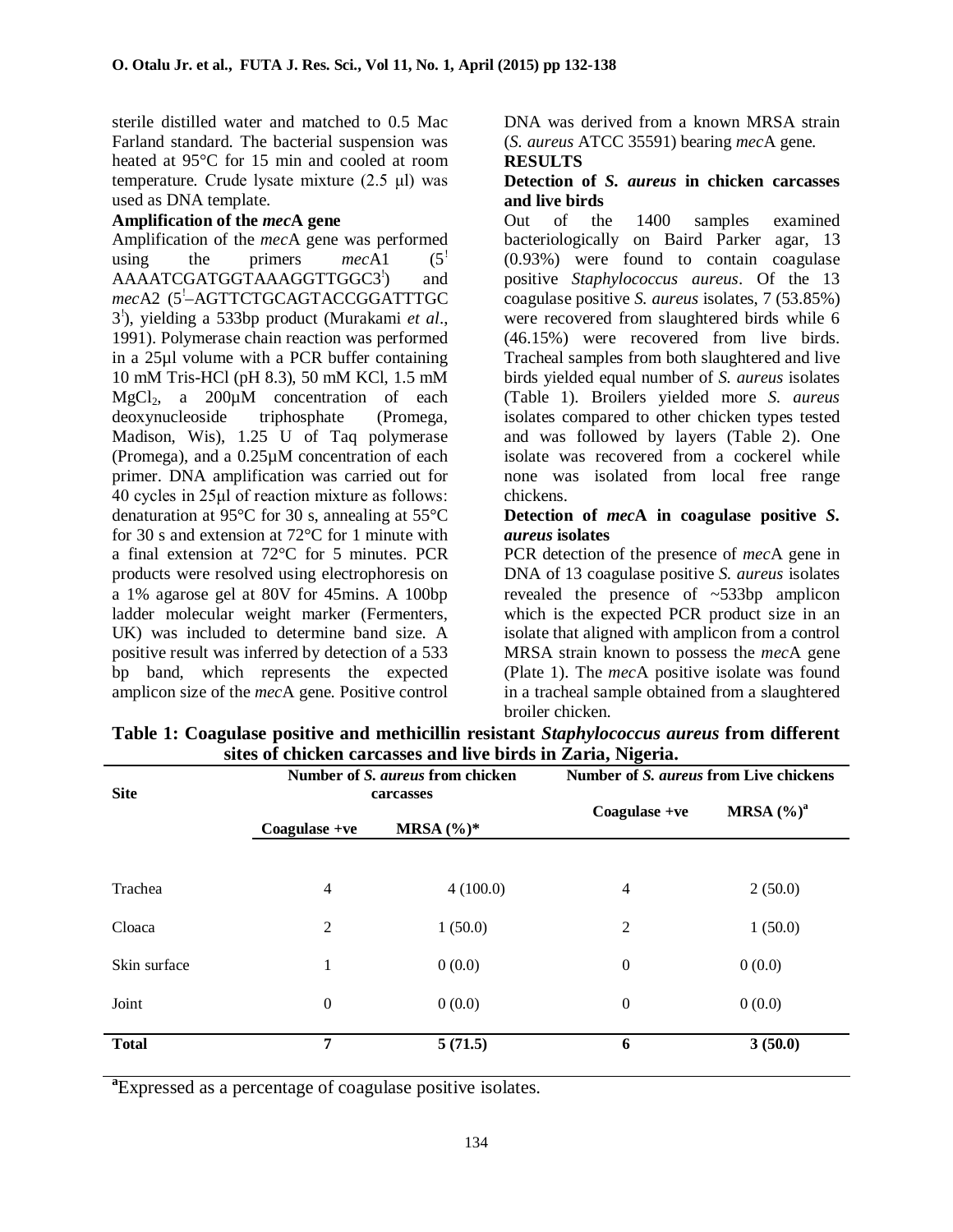sterile distilled water and matched to 0.5 Mac Farland standard. The bacterial suspension was heated at 95°C for 15 min and cooled at room temperature. Crude lysate mixture (2.5 µl) was used as DNA template.

**Amplification of the *mec*A gene**

Amplification of the *mec*A gene was performed using the primers *mec*A1 (5' AAAATCGATGGTAAAGGTTGGC3') and *mec*A2 (5'–AGTTCTGCAGTACCGGATTTGC 3'), yielding a 533bp product (Murakami *et al*., 1991). Polymerase chain reaction was performed in a 25µl volume with a PCR buffer containing 10 mM Tris-HCl (pH 8.3), 50 mM KCl, 1.5 mM $MgCl_2$, a 200µM concentration of each deoxynucleoside triphosphate (Promega, Madison, Wis), 1.25 U of Taq polymerase (Promega), and a 0.25µM concentration of each primer. DNA amplification was carried out for 40 cycles in 25µl of reaction mixture as follows: denaturation at 95°C for 30 s, annealing at 55°C for 30 s and extension at 72°C for 1 minute with a final extension at 72°C for 5 minutes. PCR products were resolved using electrophoresis on a 1% agarose gel at 80V for 45mins. A 100bp ladder molecular weight marker (Fermenters, UK) was included to determine band size. A positive result was inferred by detection of a 533 bp band, which represents the expected amplicon size of the *mec*A gene. Positive control DNA was derived from a known MRSA strain (*S. aureus* ATCC 35591) bearing *mec*A gene.

**RESULTS**

**Detection of *S. aureus* in chicken carcasses and live birds**

Out of the 1400 samples examined bacteriologically on Baird Parker agar, 13 (0.93%) were found to contain coagulase positive *Staphylococcus aureus*. Of the 13 coagulase positive *S. aureus* isolates, 7 (53.85%) were recovered from slaughtered birds while 6 (46.15%) were recovered from live birds. Tracheal samples from both slaughtered and live birds yielded equal number of *S. aureus* isolates (Table 1). Broilers yielded more *S. aureus* isolates compared to other chicken types tested and was followed by layers (Table 2). One isolate was recovered from a cockerel while none was isolated from local free range chickens.

**Detection of *mec*A in coagulase positive *S. aureus* isolates**

PCR detection of the presence of *mec*A gene in DNA of 13 coagulase positive *S. aureus* isolates revealed the presence of ~533bp amplicon which is the expected PCR product size in an isolate that aligned with amplicon from a control MRSA strain known to possess the *mec*A gene (Plate 1). The *mec*A positive isolate was found in a tracheal sample obtained from a slaughtered broiler chicken.

**Table 1: Coagulase positive and methicillin resistant *Staphylococcus aureus* from different sites of chicken carcasses and live birds in Zaria, Nigeria.**

| Site | Number of *S. aureus* from chicken carcasses | | Number of *S. aureus* from Live chickens | |
|---|---|---|---|---|
| | Coagulase +ve | MRSA (%)* | Coagulase +ve | MRSA (%)[a] |
| Trachea | 4 | 4 (100.0) | 4 | 2 (50.0) |
| Cloaca | 2 | 1 (50.0) | 2 | 1 (50.0) |
| Skin surface | 1 | 0 (0.0) | 0 | 0 (0.0) |
| Joint | 0 | 0 (0.0) | 0 | 0 (0.0) |
| **Total** | **7** | **5 (71.5)** | **6** | **3 (50.0)** |

[a]Expressed as a percentage of coagulase positive isolates.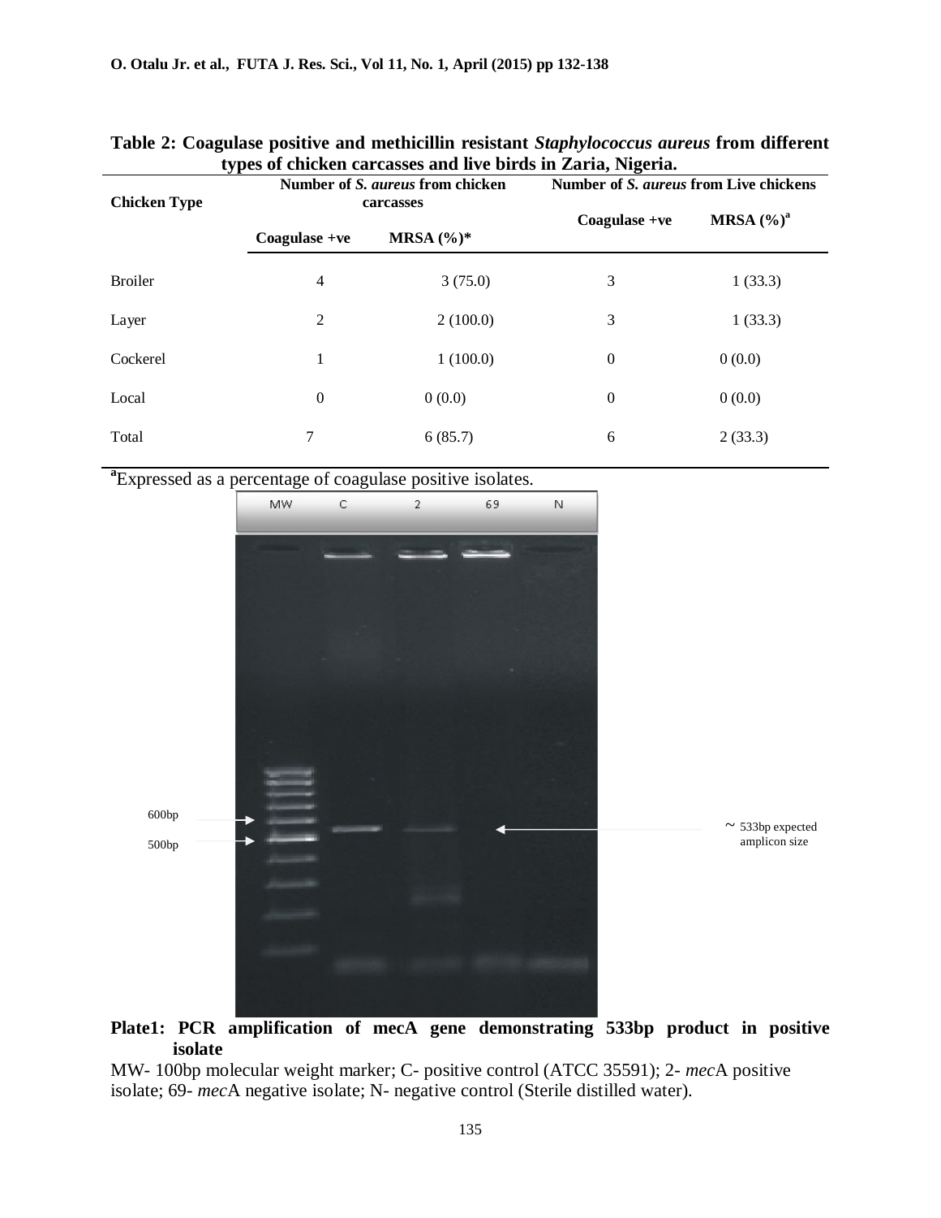**Table 2: Coagulase positive and methicillin resistant *Staphylococcus aureus* from different types of chicken carcasses and live birds in Zaria, Nigeria.**

| Chicken Type | Number of *S. aureus* from chicken carcasses | | Number of *S. aureus* from Live chickens | |
|---|---|---|---|---|
| | Coagulase +ve | MRSA (%)* | Coagulase +ve | MRSA (%)[a] |
| Broiler | 4 | 3 (75.0) | 3 | 1 (33.3) |
| Layer | 2 | 2 (100.0) | 3 | 1 (33.3) |
| Cockerel | 1 | 1 (100.0) | 0 | 0 (0.0) |
| Local | 0 | 0 (0.0) | 0 | 0 (0.0) |
| Total | 7 | 6 (85.7) | 6 | 2 (33.3) |

[a]Expressed as a percentage of coagulase positive isolates.

**Plate1: PCR amplification of mecA gene demonstrating 533bp product in positive isolate**

MW- 100bp molecular weight marker; C- positive control (ATCC 35591); 2- *mec*A positive isolate; 69- *mec*A negative isolate; N- negative control (Sterile distilled water).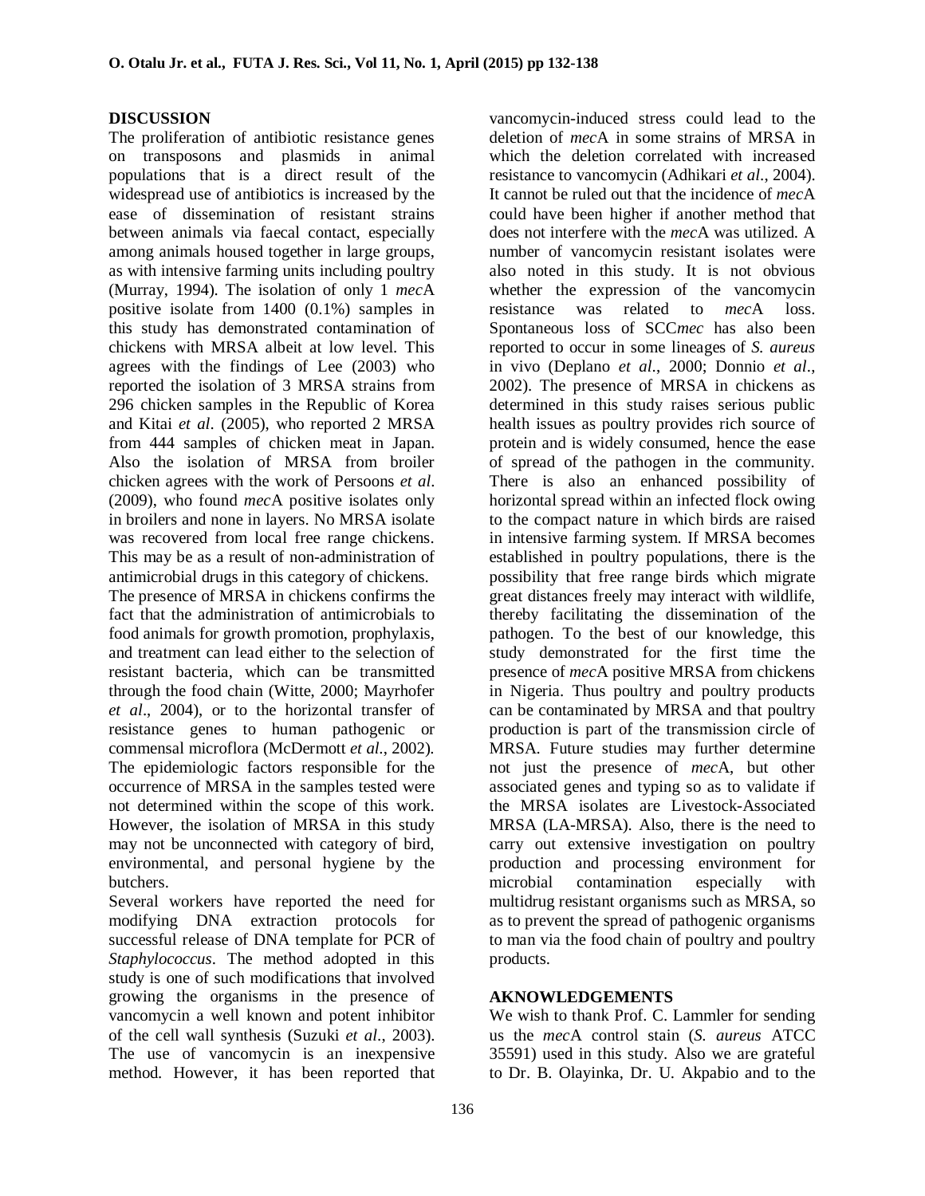## DISCUSSION

The proliferation of antibiotic resistance genes on transposons and plasmids in animal populations that is a direct result of the widespread use of antibiotics is increased by the ease of dissemination of resistant strains between animals via faecal contact, especially among animals housed together in large groups, as with intensive farming units including poultry (Murray, 1994). The isolation of only 1 *mec*A positive isolate from 1400 (0.1%) samples in this study has demonstrated contamination of chickens with MRSA albeit at low level. This agrees with the findings of Lee (2003) who reported the isolation of 3 MRSA strains from 296 chicken samples in the Republic of Korea and Kitai *et al*. (2005), who reported 2 MRSA from 444 samples of chicken meat in Japan. Also the isolation of MRSA from broiler chicken agrees with the work of Persoons *et al*. (2009), who found *mec*A positive isolates only in broilers and none in layers. No MRSA isolate was recovered from local free range chickens. This may be as a result of non-administration of antimicrobial drugs in this category of chickens.

The presence of MRSA in chickens confirms the fact that the administration of antimicrobials to food animals for growth promotion, prophylaxis, and treatment can lead either to the selection of resistant bacteria, which can be transmitted through the food chain (Witte, 2000; Mayrhofer *et al*., 2004), or to the horizontal transfer of resistance genes to human pathogenic or commensal microflora (McDermott *et al*., 2002). The epidemiologic factors responsible for the occurrence of MRSA in the samples tested were not determined within the scope of this work. However, the isolation of MRSA in this study may not be unconnected with category of bird, environmental, and personal hygiene by the butchers.

Several workers have reported the need for modifying DNA extraction protocols for successful release of DNA template for PCR of *Staphylococcus*. The method adopted in this study is one of such modifications that involved growing the organisms in the presence of vancomycin a well known and potent inhibitor of the cell wall synthesis (Suzuki *et al*., 2003). The use of vancomycin is an inexpensive method. However, it has been reported that vancomycin-induced stress could lead to the deletion of *mec*A in some strains of MRSA in which the deletion correlated with increased resistance to vancomycin (Adhikari *et al*., 2004). It cannot be ruled out that the incidence of *mec*A could have been higher if another method that does not interfere with the *mec*A was utilized. A number of vancomycin resistant isolates were also noted in this study. It is not obvious whether the expression of the vancomycin resistance was related to *mec*A loss. Spontaneous loss of SCC*mec* has also been reported to occur in some lineages of *S. aureus* in vivo (Deplano *et al*., 2000; Donnio *et al*., 2002). The presence of MRSA in chickens as determined in this study raises serious public health issues as poultry provides rich source of protein and is widely consumed, hence the ease of spread of the pathogen in the community. There is also an enhanced possibility of horizontal spread within an infected flock owing to the compact nature in which birds are raised in intensive farming system. If MRSA becomes established in poultry populations, there is the possibility that free range birds which migrate great distances freely may interact with wildlife, thereby facilitating the dissemination of the pathogen. To the best of our knowledge, this study demonstrated for the first time the presence of *mec*A positive MRSA from chickens in Nigeria. Thus poultry and poultry products can be contaminated by MRSA and that poultry production is part of the transmission circle of MRSA. Future studies may further determine not just the presence of *mec*A, but other associated genes and typing so as to validate if the MRSA isolates are Livestock-Associated MRSA (LA-MRSA). Also, there is the need to carry out extensive investigation on poultry production and processing environment for microbial contamination especially with multidrug resistant organisms such as MRSA, so as to prevent the spread of pathogenic organisms to man via the food chain of poultry and poultry products.

## AKNOWLEDGEMENTS

We wish to thank Prof. C. Lammler for sending us the *mec*A control stain (*S. aureus* ATCC 35591) used in this study. Also we are grateful to Dr. B. Olayinka, Dr. U. Akpabio and to the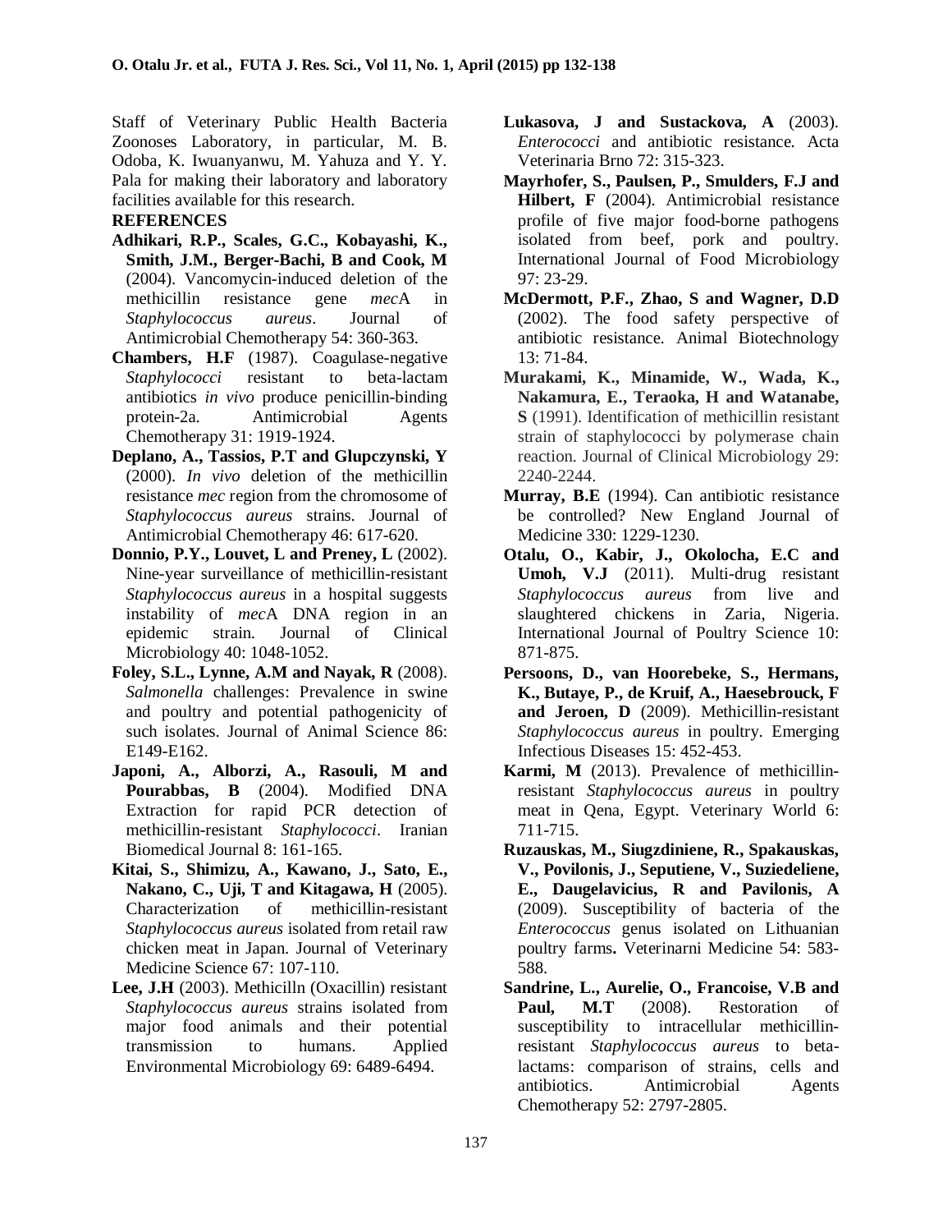Staff of Veterinary Public Health Bacteria Zoonoses Laboratory, in particular, M. B. Odoba, K. Iwuanyanwu, M. Yahuza and Y. Y. Pala for making their laboratory and laboratory facilities available for this research.

## REFERENCES

**Adhikari, R.P., Scales, G.C., Kobayashi, K., Smith, J.M., Berger-Bachi, B and Cook, M** (2004). Vancomycin-induced deletion of the methicillin resistance gene *mec*A in *Staphylococcus aureus*. Journal of Antimicrobial Chemotherapy 54: 360-363.

**Chambers, H.F** (1987). Coagulase-negative *Staphylococci* resistant to beta-lactam antibiotics *in vivo* produce penicillin-binding protein-2a. Antimicrobial Agents Chemotherapy 31: 1919-1924.

**Deplano, A., Tassios, P.T and Glupczynski, Y** (2000). *In vivo* deletion of the methicillin resistance *mec* region from the chromosome of *Staphylococcus aureus* strains. Journal of Antimicrobial Chemotherapy 46: 617-620.

**Donnio, P.Y., Louvet, L and Preney, L** (2002). Nine-year surveillance of methicillin-resistant *Staphylococcus aureus* in a hospital suggests instability of *mec*A DNA region in an epidemic strain. Journal of Clinical Microbiology 40: 1048-1052.

**Foley, S.L., Lynne, A.M and Nayak, R** (2008). *Salmonella* challenges: Prevalence in swine and poultry and potential pathogenicity of such isolates. Journal of Animal Science 86: E149-E162.

**Japoni, A., Alborzi, A., Rasouli, M and Pourabbas, B** (2004). Modified DNA Extraction for rapid PCR detection of methicillin-resistant *Staphylococci*. Iranian Biomedical Journal 8: 161-165.

**Kitai, S., Shimizu, A., Kawano, J., Sato, E., Nakano, C., Uji, T and Kitagawa, H** (2005). Characterization of methicillin-resistant *Staphylococcus aureus* isolated from retail raw chicken meat in Japan. Journal of Veterinary Medicine Science 67: 107-110.

**Lee, J.H** (2003). Methicilln (Oxacillin) resistant *Staphylococcus aureus* strains isolated from major food animals and their potential transmission to humans. Applied Environmental Microbiology 69: 6489-6494.

**Lukasova, J and Sustackova, A** (2003). *Enterococci* and antibiotic resistance. Acta Veterinaria Brno 72: 315-323.

**Mayrhofer, S., Paulsen, P., Smulders, F.J and Hilbert, F** (2004). Antimicrobial resistance profile of five major food-borne pathogens isolated from beef, pork and poultry. International Journal of Food Microbiology 97: 23-29.

**McDermott, P.F., Zhao, S and Wagner, D.D** (2002). The food safety perspective of antibiotic resistance. Animal Biotechnology 13: 71-84.

**Murakami, K., Minamide, W., Wada, K., Nakamura, E., Teraoka, H and Watanabe, S** (1991). Identification of methicillin resistant strain of staphylococci by polymerase chain reaction. Journal of Clinical Microbiology 29: 2240-2244.

**Murray, B.E** (1994). Can antibiotic resistance be controlled? New England Journal of Medicine 330: 1229-1230.

**Otalu, O., Kabir, J., Okolocha, E.C and Umoh, V.J** (2011). Multi-drug resistant *Staphylococcus aureus* from live and slaughtered chickens in Zaria, Nigeria. International Journal of Poultry Science 10: 871-875.

**Persoons, D., van Hoorebeke, S., Hermans, K., Butaye, P., de Kruif, A., Haesebrouck, F and Jeroen, D** (2009). Methicillin-resistant *Staphylococcus aureus* in poultry. Emerging Infectious Diseases 15: 452-453.

**Karmi, M** (2013). Prevalence of methicillin-resistant *Staphylococcus aureus* in poultry meat in Qena, Egypt. Veterinary World 6: 711-715.

**Ruzauskas, M., Siugzdiniene, R., Spakauskas, V., Povilonis, J., Seputiene, V., Suziedeliene, E., Daugelavicius, R and Pavilonis, A** (2009). Susceptibility of bacteria of the *Enterococcus* genus isolated on Lithuanian poultry farms**.** Veterinarni Medicine 54: 583-588.

**Sandrine, L., Aurelie, O., Francoise, V.B and Paul, M.T** (2008). Restoration of susceptibility to intracellular methicillin-resistant *Staphylococcus aureus* to beta-lactams: comparison of strains, cells and antibiotics. Antimicrobial Agents Chemotherapy 52: 2797-2805.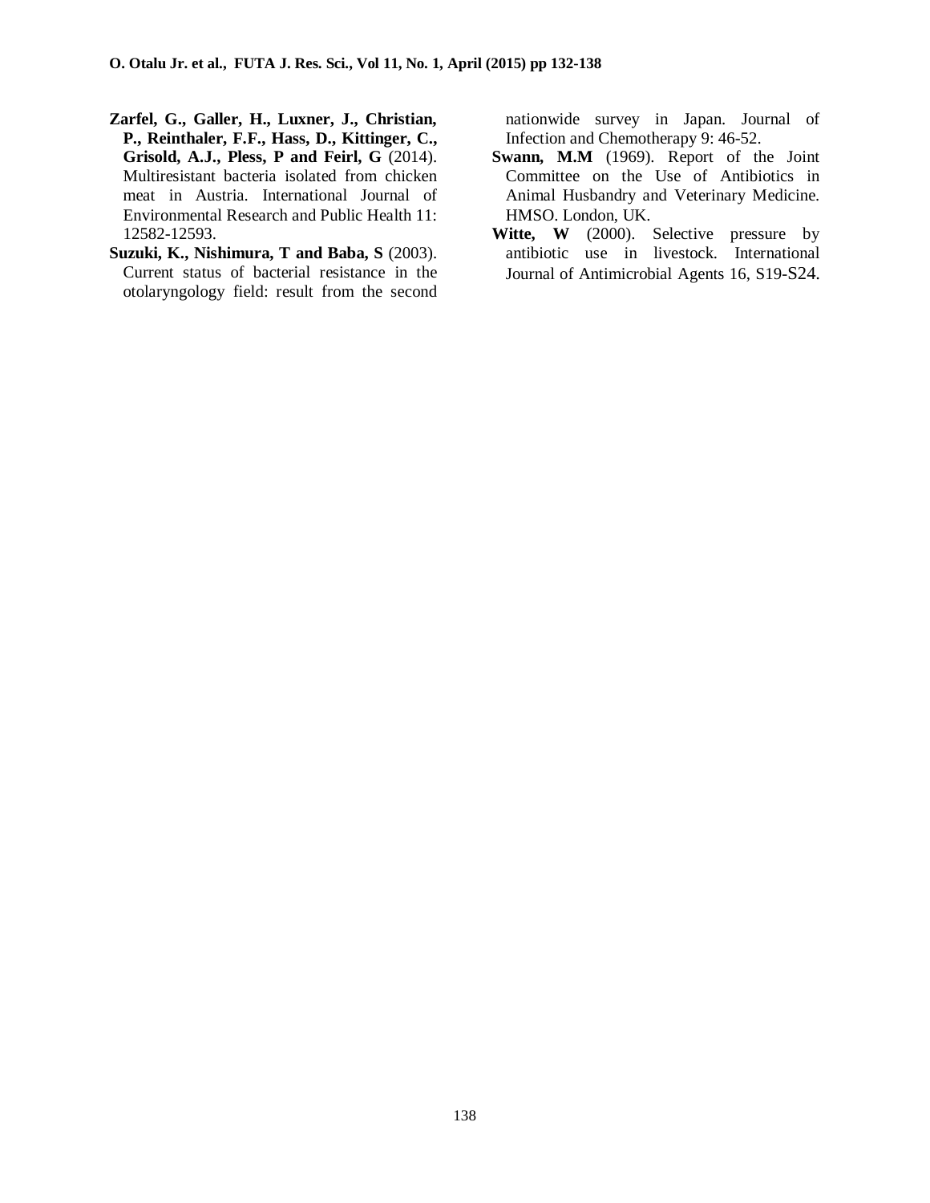**Zarfel, G., Galler, H., Luxner, J., Christian, P., Reinthaler, F.F., Hass, D., Kittinger, C., Grisold, A.J., Pless, P and Feirl, G** (2014). Multiresistant bacteria isolated from chicken meat in Austria. International Journal of Environmental Research and Public Health 11: 12582-12593.

**Suzuki, K., Nishimura, T and Baba, S** (2003). Current status of bacterial resistance in the otolaryngology field: result from the second nationwide survey in Japan. Journal of Infection and Chemotherapy 9: 46-52.

**Swann, M.M** (1969). Report of the Joint Committee on the Use of Antibiotics in Animal Husbandry and Veterinary Medicine. HMSO. London, UK.

**Witte, W** (2000). Selective pressure by antibiotic use in livestock. International Journal of Antimicrobial Agents 16, S19-S24.